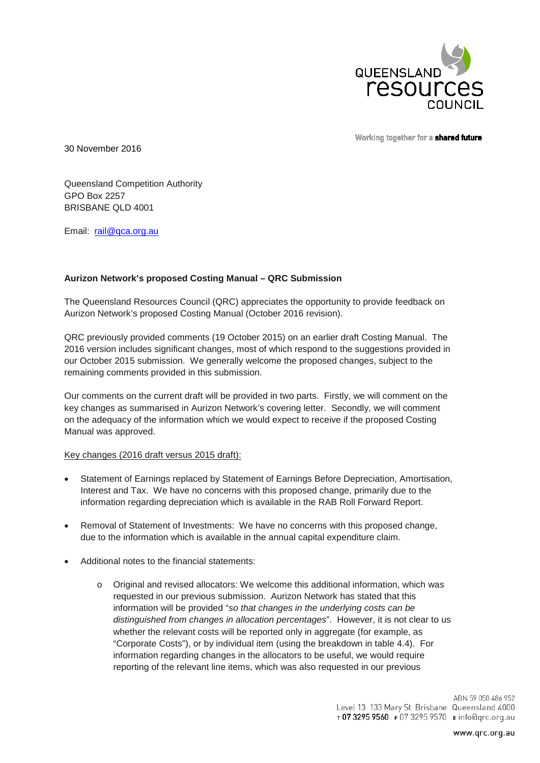30 November 2016

Queensland Competition Authority
GPO Box 2257
BRISBANE QLD 4001

Email: [rail@qca.org.au](mailto:rail@qca.org.au)

**Aurizon Network's proposed Costing Manual – QRC Submission**

The Queensland Resources Council (QRC) appreciates the opportunity to provide feedback on Aurizon Network's proposed Costing Manual (October 2016 revision).

QRC previously provided comments (19 October 2015) on an earlier draft Costing Manual. The 2016 version includes significant changes, most of which respond to the suggestions provided in our October 2015 submission. We generally welcome the proposed changes, subject to the remaining comments provided in this submission.

Our comments on the current draft will be provided in two parts. Firstly, we will comment on the key changes as summarised in Aurizon Network's covering letter. Secondly, we will comment on the adequacy of the information which we would expect to receive if the proposed Costing Manual was approved.

Key changes (2016 draft versus 2015 draft):

- Statement of Earnings replaced by Statement of Earnings Before Depreciation, Amortisation, Interest and Tax. We have no concerns with this proposed change, primarily due to the information regarding depreciation which is available in the RAB Roll Forward Report.
- Removal of Statement of Investments: We have no concerns with this proposed change, due to the information which is available in the annual capital expenditure claim.
- Additional notes to the financial statements:
  - Original and revised allocators: We welcome this additional information, which was requested in our previous submission. Aurizon Network has stated that this information will be provided "*so that changes in the underlying costs can be distinguished from changes in allocation percentages*". However, it is not clear to us whether the relevant costs will be reported only in aggregate (for example, as "Corporate Costs"), or by individual item (using the breakdown in table 4.4). For information regarding changes in the allocators to be useful, we would require reporting of the relevant line items, which was also requested in our previous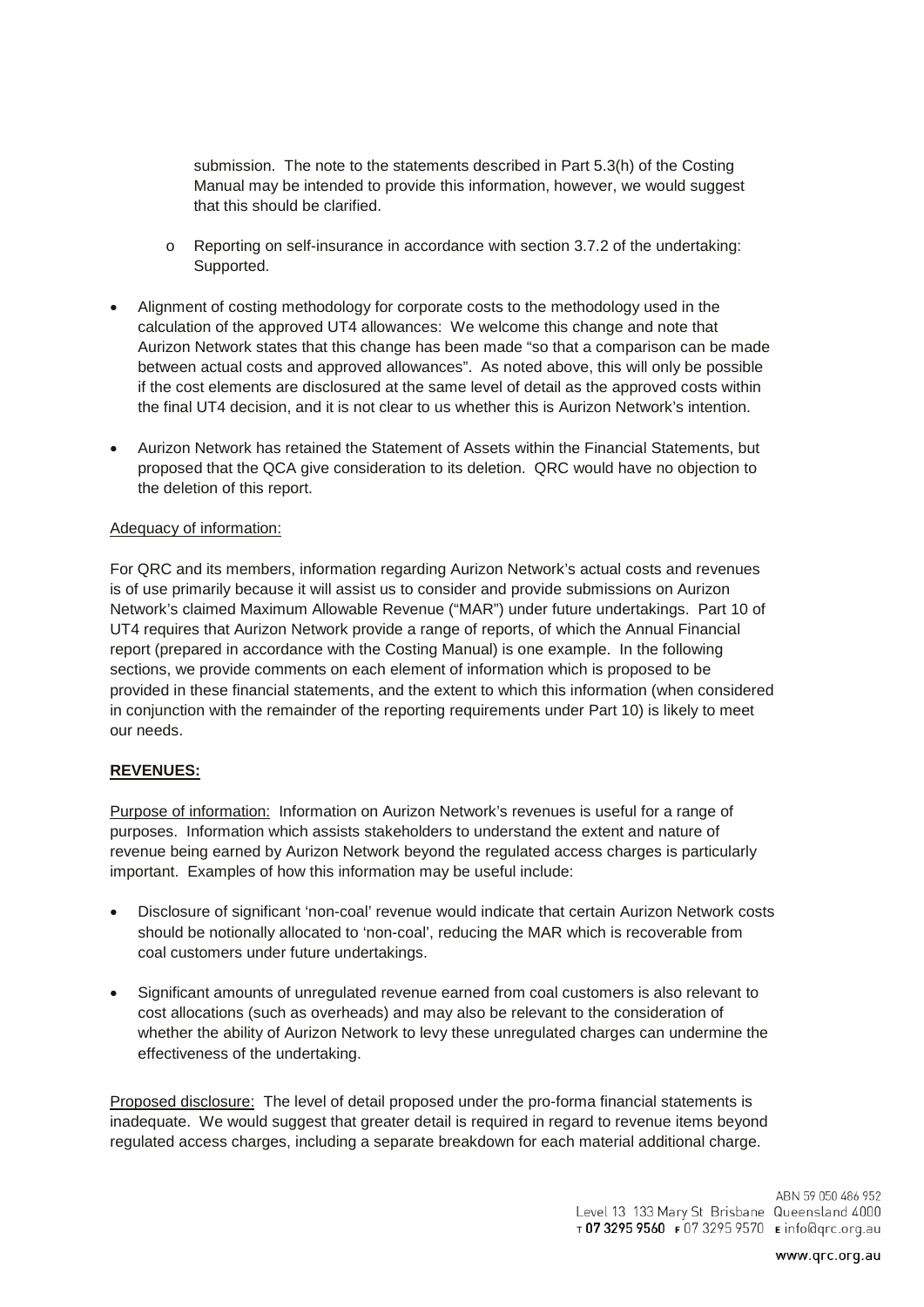submission. The note to the statements described in Part 5.3(h) of the Costing Manual may be intended to provide this information, however, we would suggest that this should be clarified.

  - Reporting on self-insurance in accordance with section 3.7.2 of the undertaking: Supported.

- Alignment of costing methodology for corporate costs to the methodology used in the calculation of the approved UT4 allowances: We welcome this change and note that Aurizon Network states that this change has been made "so that a comparison can be made between actual costs and approved allowances". As noted above, this will only be possible if the cost elements are disclosured at the same level of detail as the approved costs within the final UT4 decision, and it is not clear to us whether this is Aurizon Network's intention.

- Aurizon Network has retained the Statement of Assets within the Financial Statements, but proposed that the QCA give consideration to its deletion. QRC would have no objection to the deletion of this report.

Adequacy of information:

For QRC and its members, information regarding Aurizon Network's actual costs and revenues is of use primarily because it will assist us to consider and provide submissions on Aurizon Network's claimed Maximum Allowable Revenue ("MAR") under future undertakings. Part 10 of UT4 requires that Aurizon Network provide a range of reports, of which the Annual Financial report (prepared in accordance with the Costing Manual) is one example. In the following sections, we provide comments on each element of information which is proposed to be provided in these financial statements, and the extent to which this information (when considered in conjunction with the remainder of the reporting requirements under Part 10) is likely to meet our needs.

**REVENUES:**

Purpose of information: Information on Aurizon Network's revenues is useful for a range of purposes. Information which assists stakeholders to understand the extent and nature of revenue being earned by Aurizon Network beyond the regulated access charges is particularly important. Examples of how this information may be useful include:

- Disclosure of significant 'non-coal' revenue would indicate that certain Aurizon Network costs should be notionally allocated to 'non-coal', reducing the MAR which is recoverable from coal customers under future undertakings.

- Significant amounts of unregulated revenue earned from coal customers is also relevant to cost allocations (such as overheads) and may also be relevant to the consideration of whether the ability of Aurizon Network to levy these unregulated charges can undermine the effectiveness of the undertaking.

Proposed disclosure: The level of detail proposed under the pro-forma financial statements is inadequate. We would suggest that greater detail is required in regard to revenue items beyond regulated access charges, including a separate breakdown for each material additional charge.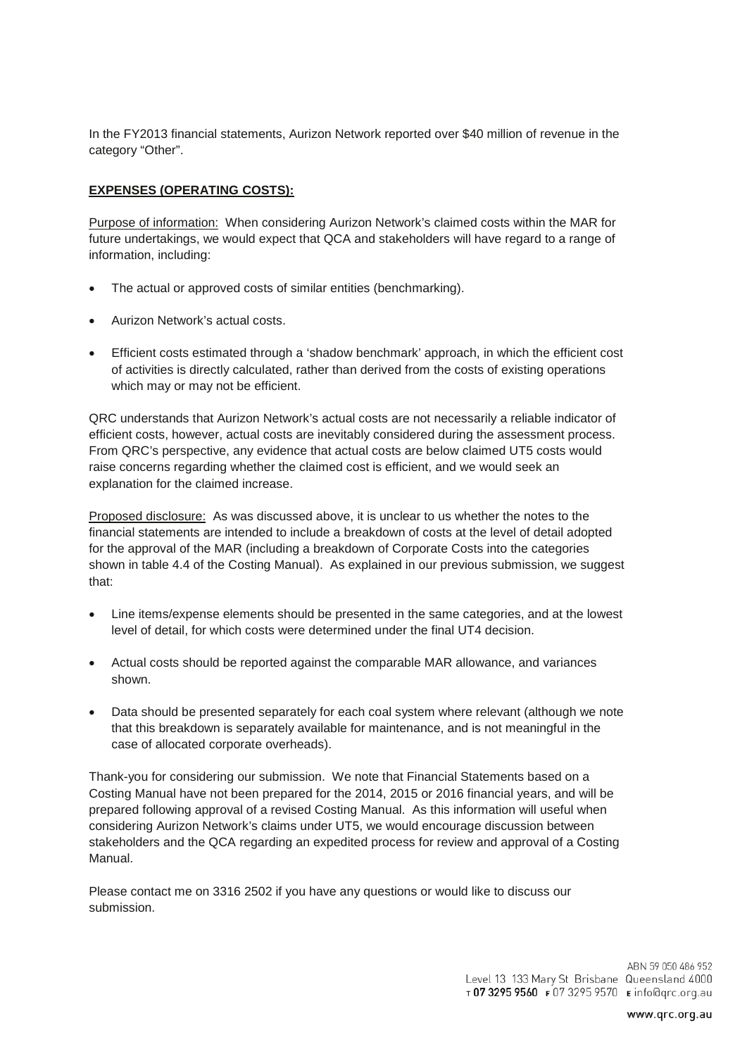In the FY2013 financial statements, Aurizon Network reported over $40 million of revenue in the category “Other”.

**EXPENSES (OPERATING COSTS):**

Purpose of information: When considering Aurizon Network’s claimed costs within the MAR for future undertakings, we would expect that QCA and stakeholders will have regard to a range of information, including:

- The actual or approved costs of similar entities (benchmarking).
- Aurizon Network’s actual costs.
- Efficient costs estimated through a ‘shadow benchmark’ approach, in which the efficient cost of activities is directly calculated, rather than derived from the costs of existing operations which may or may not be efficient.

QRC understands that Aurizon Network’s actual costs are not necessarily a reliable indicator of efficient costs, however, actual costs are inevitably considered during the assessment process. From QRC’s perspective, any evidence that actual costs are below claimed UT5 costs would raise concerns regarding whether the claimed cost is efficient, and we would seek an explanation for the claimed increase.

Proposed disclosure: As was discussed above, it is unclear to us whether the notes to the financial statements are intended to include a breakdown of costs at the level of detail adopted for the approval of the MAR (including a breakdown of Corporate Costs into the categories shown in table 4.4 of the Costing Manual). As explained in our previous submission, we suggest that:

- Line items/expense elements should be presented in the same categories, and at the lowest level of detail, for which costs were determined under the final UT4 decision.
- Actual costs should be reported against the comparable MAR allowance, and variances shown.
- Data should be presented separately for each coal system where relevant (although we note that this breakdown is separately available for maintenance, and is not meaningful in the case of allocated corporate overheads).

Thank-you for considering our submission. We note that Financial Statements based on a Costing Manual have not been prepared for the 2014, 2015 or 2016 financial years, and will be prepared following approval of a revised Costing Manual. As this information will useful when considering Aurizon Network’s claims under UT5, we would encourage discussion between stakeholders and the QCA regarding an expedited process for review and approval of a Costing Manual.

Please contact me on 3316 2502 if you have any questions or would like to discuss our submission.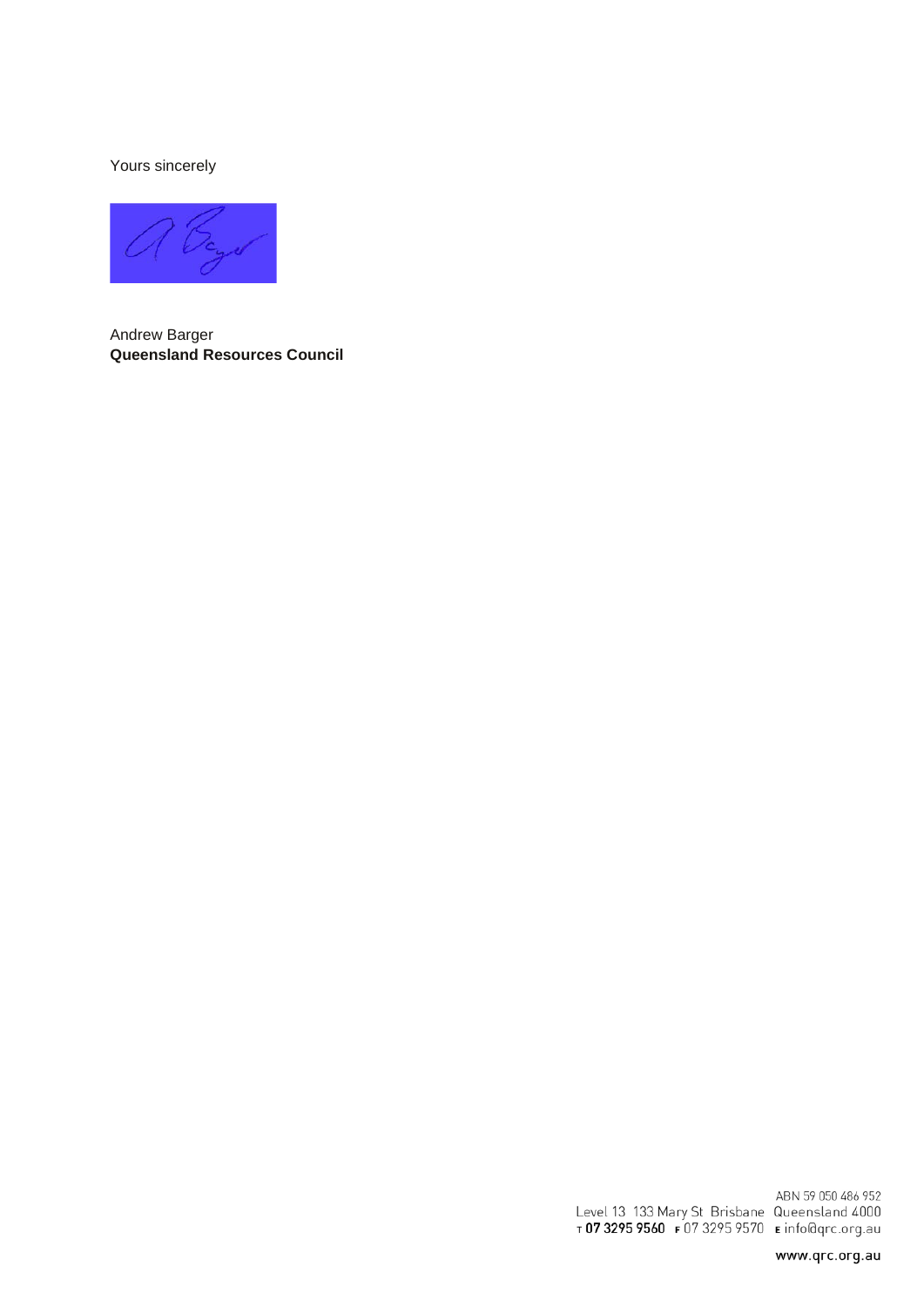Yours sincerely

Andrew Barger
**Queensland Resources Council**

ABN 59 050 486 952
Level 13 133 Mary St Brisbane Queensland 4000
T **07 3295 9560** F 07 3295 9570 E info@qrc.org.au

www.qrc.org.au